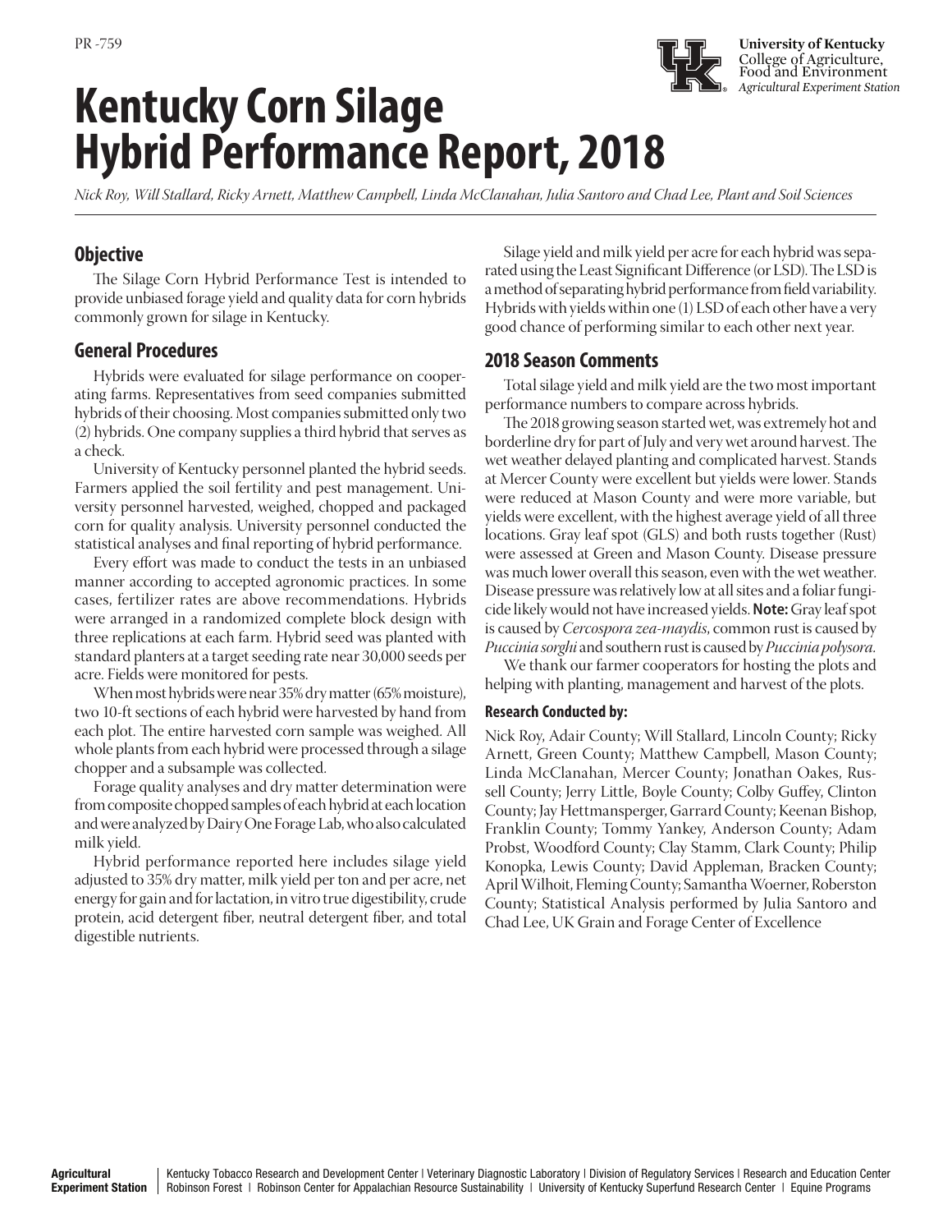PR -759

**University of Kentucky**
College of Agriculture, Food and Environment
*Agricultural Experiment Station*

# Kentucky Corn Silage Hybrid Performance Report, 2018

*Nick Roy, Will Stallard, Ricky Arnett, Matthew Campbell, Linda McClanahan, Julia Santoro and Chad Lee, Plant and Soil Sciences*

## Objective

The Silage Corn Hybrid Performance Test is intended to provide unbiased forage yield and quality data for corn hybrids commonly grown for silage in Kentucky.

## General Procedures

Hybrids were evaluated for silage performance on cooperating farms. Representatives from seed companies submitted hybrids of their choosing. Most companies submitted only two (2) hybrids. One company supplies a third hybrid that serves as a check.

University of Kentucky personnel planted the hybrid seeds. Farmers applied the soil fertility and pest management. University personnel harvested, weighed, chopped and packaged corn for quality analysis. University personnel conducted the statistical analyses and final reporting of hybrid performance.

Every effort was made to conduct the tests in an unbiased manner according to accepted agronomic practices. In some cases, fertilizer rates are above recommendations. Hybrids were arranged in a randomized complete block design with three replications at each farm. Hybrid seed was planted with standard planters at a target seeding rate near 30,000 seeds per acre. Fields were monitored for pests.

When most hybrids were near 35% dry matter (65% moisture), two 10-ft sections of each hybrid were harvested by hand from each plot. The entire harvested corn sample was weighed. All whole plants from each hybrid were processed through a silage chopper and a subsample was collected.

Forage quality analyses and dry matter determination were from composite chopped samples of each hybrid at each location and were analyzed by Dairy One Forage Lab, who also calculated milk yield.

Hybrid performance reported here includes silage yield adjusted to 35% dry matter, milk yield per ton and per acre, net energy for gain and for lactation, in vitro true digestibility, crude protein, acid detergent fiber, neutral detergent fiber, and total digestible nutrients.

Silage yield and milk yield per acre for each hybrid was separated using the Least Significant Difference (or LSD). The LSD is a method of separating hybrid performance from field variability. Hybrids with yields within one (1) LSD of each other have a very good chance of performing similar to each other next year.

## 2018 Season Comments

Total silage yield and milk yield are the two most important performance numbers to compare across hybrids.

The 2018 growing season started wet, was extremely hot and borderline dry for part of July and very wet around harvest. The wet weather delayed planting and complicated harvest. Stands at Mercer County were excellent but yields were lower. Stands were reduced at Mason County and were more variable, but yields were excellent, with the highest average yield of all three locations. Gray leaf spot (GLS) and both rusts together (Rust) were assessed at Green and Mason County. Disease pressure was much lower overall this season, even with the wet weather. Disease pressure was relatively low at all sites and a foliar fungicide likely would not have increased yields. **Note:** Gray leaf spot is caused by *Cercospora zea-maydis*, common rust is caused by *Puccinia sorghi* and southern rust is caused by *Puccinia polysora*.

We thank our farmer cooperators for hosting the plots and helping with planting, management and harvest of the plots.

### Research Conducted by:

Nick Roy, Adair County; Will Stallard, Lincoln County; Ricky Arnett, Green County; Matthew Campbell, Mason County; Linda McClanahan, Mercer County; Jonathan Oakes, Russell County; Jerry Little, Boyle County; Colby Guffey, Clinton County; Jay Hettmansperger, Garrard County; Keenan Bishop, Franklin County; Tommy Yankey, Anderson County; Adam Probst, Woodford County; Clay Stamm, Clark County; Philip Konopka, Lewis County; David Appleman, Bracken County; April Wilhoit, Fleming County; Samantha Woerner, Roberston County; Statistical Analysis performed by Julia Santoro and Chad Lee, UK Grain and Forage Center of Excellence

**Agricultural Experiment Station** | Kentucky Tobacco Research and Development Center | Veterinary Diagnostic Laboratory | Division of Regulatory Services | Research and Education Center | Robinson Forest | Robinson Center for Appalachian Resource Sustainability | University of Kentucky Superfund Research Center | Equine Programs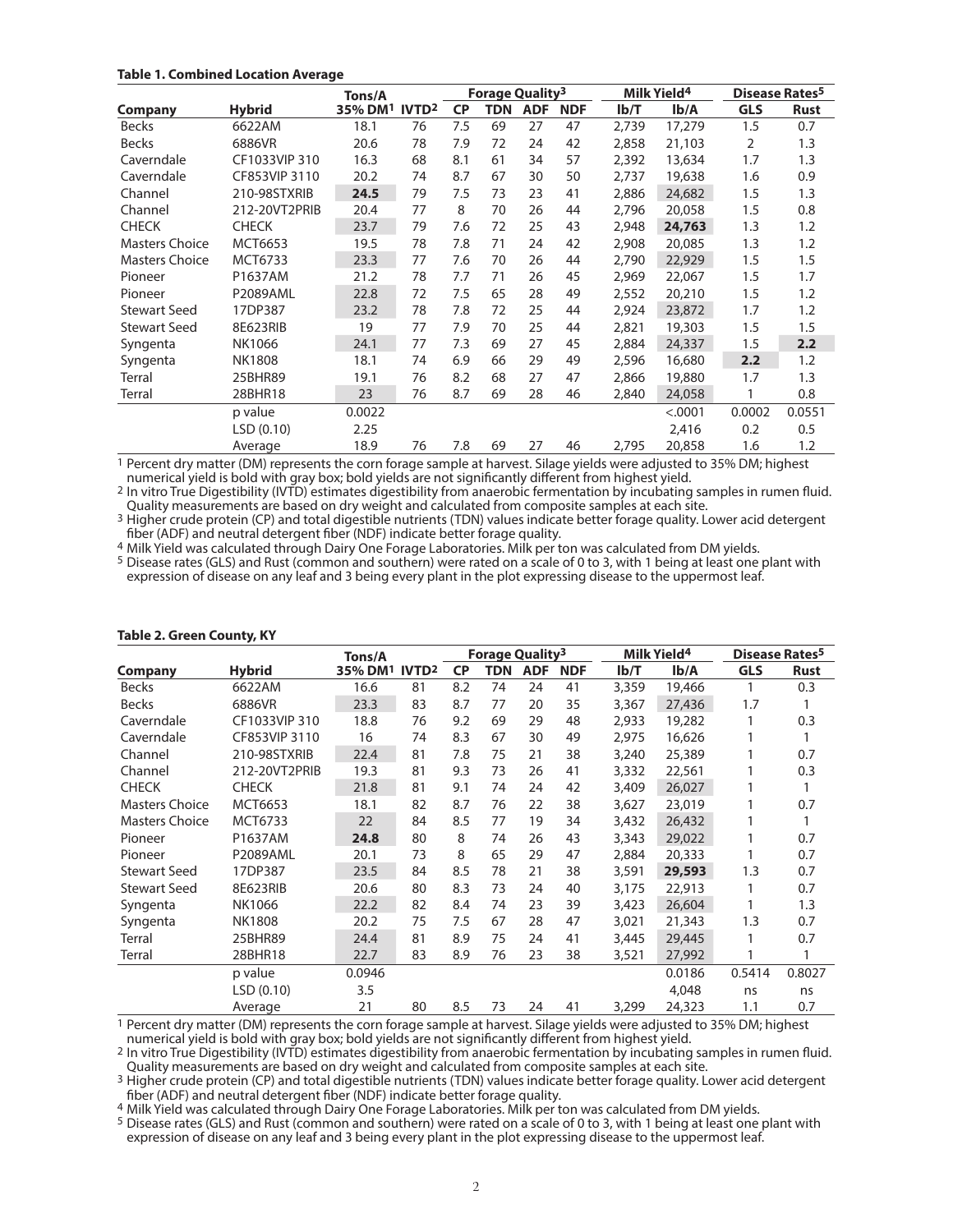**Table 1. Combined Location Average**

| | | Tons/A | | Forage Quality[3] | | | | Milk Yield[4] | | Disease Rates[5] | |
|---|---|---|---|---|---|---|---|---|---|---|---|
| **Company** | **Hybrid** | **35% DM[1]** | **IVTD[2]** | **CP** | **TDN** | **ADF** | **NDF** | **lb/T** | **lb/A** | **GLS** | **Rust** |
| Becks | 6622AM | 18.1 | 76 | 7.5 | 69 | 27 | 47 | 2,739 | 17,279 | 1.5 | 0.7 |
| Becks | 6886VR | 20.6 | 78 | 7.9 | 72 | 24 | 42 | 2,858 | 21,103 | 2 | 1.3 |
| Caverndale | CF1033VIP 310 | 16.3 | 68 | 8.1 | 61 | 34 | 57 | 2,392 | 13,634 | 1.7 | 1.3 |
| Caverndale | CF853VIP 3110 | 20.2 | 74 | 8.7 | 67 | 30 | 50 | 2,737 | 19,638 | 1.6 | 0.9 |
| Channel | 210-98STXRIB | **24.5** | 79 | 7.5 | 73 | 23 | 41 | 2,886 | 24,682 | 1.5 | 1.3 |
| Channel | 212-20VT2PRIB | 20.4 | 77 | 8 | 70 | 26 | 44 | 2,796 | 20,058 | 1.5 | 0.8 |
| CHECK | CHECK | 23.7 | 79 | 7.6 | 72 | 25 | 43 | 2,948 | **24,763** | 1.3 | 1.2 |
| Masters Choice | MCT6653 | 19.5 | 78 | 7.8 | 71 | 24 | 42 | 2,908 | 20,085 | 1.3 | 1.2 |
| Masters Choice | MCT6733 | 23.3 | 77 | 7.6 | 70 | 26 | 44 | 2,790 | 22,929 | 1.5 | 1.5 |
| Pioneer | P1637AM | 21.2 | 78 | 7.7 | 71 | 26 | 45 | 2,969 | 22,067 | 1.5 | 1.7 |
| Pioneer | P2089AML | 22.8 | 72 | 7.5 | 65 | 28 | 49 | 2,552 | 20,210 | 1.5 | 1.2 |
| Stewart Seed | 17DP387 | 23.2 | 78 | 7.8 | 72 | 25 | 44 | 2,924 | 23,872 | 1.7 | 1.2 |
| Stewart Seed | 8E623RIB | 19 | 77 | 7.9 | 70 | 25 | 44 | 2,821 | 19,303 | 1.5 | 1.5 |
| Syngenta | NK1066 | 24.1 | 77 | 7.3 | 69 | 27 | 45 | 2,884 | 24,337 | 1.5 | **2.2** |
| Syngenta | NK1808 | 18.1 | 74 | 6.9 | 66 | 29 | 49 | 2,596 | 16,680 | **2.2** | 1.2 |
| Terral | 25BHR89 | 19.1 | 76 | 8.2 | 68 | 27 | 47 | 2,866 | 19,880 | 1.7 | 1.3 |
| Terral | 28BHR18 | 23 | 76 | 8.7 | 69 | 28 | 46 | 2,840 | 24,058 | 1 | 0.8 |
| | p value | 0.0022 | | | | | | | <.0001 | 0.0002 | 0.0551 |
| | LSD (0.10) | 2.25 | | | | | | | 2,416 | 0.2 | 0.5 |
| | Average | 18.9 | 76 | 7.8 | 69 | 27 | 46 | 2,795 | 20,858 | 1.6 | 1.2 |

[1] Percent dry matter (DM) represents the corn forage sample at harvest. Silage yields were adjusted to 35% DM; highest numerical yield is bold with gray box; bold yields are not significantly different from highest yield.
[2] In vitro True Digestibility (IVTD) estimates digestibility from anaerobic fermentation by incubating samples in rumen fluid. Quality measurements are based on dry weight and calculated from composite samples at each site.
[3] Higher crude protein (CP) and total digestible nutrients (TDN) values indicate better forage quality. Lower acid detergent fiber (ADF) and neutral detergent fiber (NDF) indicate better forage quality.
[4] Milk Yield was calculated through Dairy One Forage Laboratories. Milk per ton was calculated from DM yields.
[5] Disease rates (GLS) and Rust (common and southern) were rated on a scale of 0 to 3, with 1 being at least one plant with expression of disease on any leaf and 3 being every plant in the plot expressing disease to the uppermost leaf.

**Table 2. Green County, KY**

| | | Tons/A | | Forage Quality[3] | | | | Milk Yield[4] | | Disease Rates[5] | |
|---|---|---|---|---|---|---|---|---|---|---|---|
| **Company** | **Hybrid** | **35% DM[1]** | **IVTD[2]** | **CP** | **TDN** | **ADF** | **NDF** | **lb/T** | **lb/A** | **GLS** | **Rust** |
| Becks | 6622AM | 16.6 | 81 | 8.2 | 74 | 24 | 41 | 3,359 | 19,466 | 1 | 0.3 |
| Becks | 6886VR | 23.3 | 83 | 8.7 | 77 | 20 | 35 | 3,367 | 27,436 | 1.7 | 1 |
| Caverndale | CF1033VIP 310 | 18.8 | 76 | 9.2 | 69 | 29 | 48 | 2,933 | 19,282 | 1 | 0.3 |
| Caverndale | CF853VIP 3110 | 16 | 74 | 8.3 | 67 | 30 | 49 | 2,975 | 16,626 | 1 | 1 |
| Channel | 210-98STXRIB | 22.4 | 81 | 7.8 | 75 | 21 | 38 | 3,240 | 25,389 | 1 | 0.7 |
| Channel | 212-20VT2PRIB | 19.3 | 81 | 9.3 | 73 | 26 | 41 | 3,332 | 22,561 | 1 | 0.3 |
| CHECK | CHECK | 21.8 | 81 | 9.1 | 74 | 24 | 42 | 3,409 | 26,027 | 1 | 1 |
| Masters Choice | MCT6653 | 18.1 | 82 | 8.7 | 76 | 22 | 38 | 3,627 | 23,019 | 1 | 0.7 |
| Masters Choice | MCT6733 | 22 | 84 | 8.5 | 77 | 19 | 34 | 3,432 | 26,432 | 1 | 1 |
| Pioneer | P1637AM | **24.8** | 80 | 8 | 74 | 26 | 43 | 3,343 | 29,022 | 1 | 0.7 |
| Pioneer | P2089AML | 20.1 | 73 | 8 | 65 | 29 | 47 | 2,884 | 20,333 | 1 | 0.7 |
| Stewart Seed | 17DP387 | 23.5 | 84 | 8.5 | 78 | 21 | 38 | 3,591 | **29,593** | 1.3 | 0.7 |
| Stewart Seed | 8E623RIB | 20.6 | 80 | 8.3 | 73 | 24 | 40 | 3,175 | 22,913 | 1 | 0.7 |
| Syngenta | NK1066 | 22.2 | 82 | 8.4 | 74 | 23 | 39 | 3,423 | 26,604 | 1 | 1.3 |
| Syngenta | NK1808 | 20.2 | 75 | 7.5 | 67 | 28 | 47 | 3,021 | 21,343 | 1.3 | 0.7 |
| Terral | 25BHR89 | 24.4 | 81 | 8.9 | 75 | 24 | 41 | 3,445 | 29,445 | 1 | 0.7 |
| Terral | 28BHR18 | 22.7 | 83 | 8.9 | 76 | 23 | 38 | 3,521 | 27,992 | 1 | 1 |
| | p value | 0.0946 | | | | | | | 0.0186 | 0.5414 | 0.8027 |
| | LSD (0.10) | 3.5 | | | | | | | 4,048 | ns | ns |
| | Average | 21 | 80 | 8.5 | 73 | 24 | 41 | 3,299 | 24,323 | 1.1 | 0.7 |

[1] Percent dry matter (DM) represents the corn forage sample at harvest. Silage yields were adjusted to 35% DM; highest numerical yield is bold with gray box; bold yields are not significantly different from highest yield.
[2] In vitro True Digestibility (IVTD) estimates digestibility from anaerobic fermentation by incubating samples in rumen fluid. Quality measurements are based on dry weight and calculated from composite samples at each site.
[3] Higher crude protein (CP) and total digestible nutrients (TDN) values indicate better forage quality. Lower acid detergent fiber (ADF) and neutral detergent fiber (NDF) indicate better forage quality.
[4] Milk Yield was calculated through Dairy One Forage Laboratories. Milk per ton was calculated from DM yields.
[5] Disease rates (GLS) and Rust (common and southern) were rated on a scale of 0 to 3, with 1 being at least one plant with expression of disease on any leaf and 3 being every plant in the plot expressing disease to the uppermost leaf.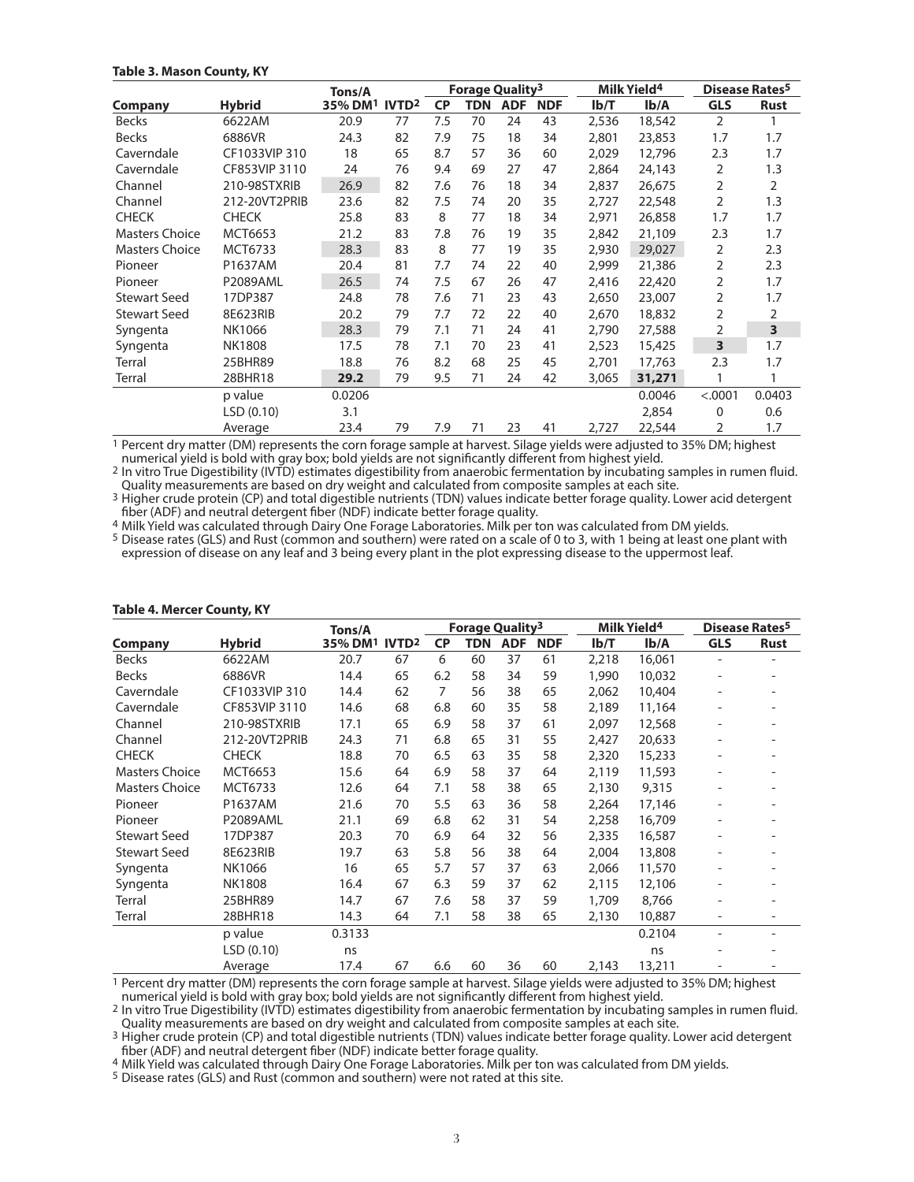**Table 3. Mason County, KY**

| Company | Hybrid | Tons/A 35% DM[1] | IVTD[2] | Forage Quality[3] CP | TDN | ADF | NDF | Milk Yield[4] lb/T | lb/A | Disease Rates[5] GLS | Rust |
|---|---|---|---|---|---|---|---|---|---|---|---|
| Becks | 6622AM | 20.9 | 77 | 7.5 | 70 | 24 | 43 | 2,536 | 18,542 | 2 | 1 |
| Becks | 6886VR | 24.3 | 82 | 7.9 | 75 | 18 | 34 | 2,801 | 23,853 | 1.7 | 1.7 |
| Caverndale | CF1033VIP 310 | 18 | 65 | 8.7 | 57 | 36 | 60 | 2,029 | 12,796 | 2.3 | 1.7 |
| Caverndale | CF853VIP 3110 | 24 | 76 | 9.4 | 69 | 27 | 47 | 2,864 | 24,143 | 2 | 1.3 |
| Channel | 210-98STXRIB | 26.9 | 82 | 7.6 | 76 | 18 | 34 | 2,837 | 26,675 | 2 | 2 |
| Channel | 212-20VT2PRIB | 23.6 | 82 | 7.5 | 74 | 20 | 35 | 2,727 | 22,548 | 2 | 1.3 |
| CHECK | CHECK | 25.8 | 83 | 8 | 77 | 18 | 34 | 2,971 | 26,858 | 1.7 | 1.7 |
| Masters Choice | MCT6653 | 21.2 | 83 | 7.8 | 76 | 19 | 35 | 2,842 | 21,109 | 2.3 | 1.7 |
| Masters Choice | MCT6733 | 28.3 | 83 | 8 | 77 | 19 | 35 | 2,930 | 29,027 | 2 | 2.3 |
| Pioneer | P1637AM | 20.4 | 81 | 7.7 | 74 | 22 | 40 | 2,999 | 21,386 | 2 | 2.3 |
| Pioneer | P2089AML | 26.5 | 74 | 7.5 | 67 | 26 | 47 | 2,416 | 22,420 | 2 | 1.7 |
| Stewart Seed | 17DP387 | 24.8 | 78 | 7.6 | 71 | 23 | 43 | 2,650 | 23,007 | 2 | 1.7 |
| Stewart Seed | 8E623RIB | 20.2 | 79 | 7.7 | 72 | 22 | 40 | 2,670 | 18,832 | 2 | 2 |
| Syngenta | NK1066 | 28.3 | 79 | 7.1 | 71 | 24 | 41 | 2,790 | 27,588 | 2 | **3** |
| Syngenta | NK1808 | 17.5 | 78 | 7.1 | 70 | 23 | 41 | 2,523 | 15,425 | **3** | 1.7 |
| Terral | 25BHR89 | 18.8 | 76 | 8.2 | 68 | 25 | 45 | 2,701 | 17,763 | 2.3 | 1.7 |
| Terral | 28BHR18 | **29.2** | 79 | 9.5 | 71 | 24 | 42 | 3,065 | **31,271** | 1 | 1 |
| | p value | 0.0206 | | | | | | | 0.0046 | <.0001 | 0.0403 |
| | LSD (0.10) | 3.1 | | | | | | | 2,854 | 0 | 0.6 |
| | Average | 23.4 | 79 | 7.9 | 71 | 23 | 41 | 2,727 | 22,544 | 2 | 1.7 |

[1] Percent dry matter (DM) represents the corn forage sample at harvest. Silage yields were adjusted to 35% DM; highest numerical yield is bold with gray box; bold yields are not significantly different from highest yield.
[2] In vitro True Digestibility (IVTD) estimates digestibility from anaerobic fermentation by incubating samples in rumen fluid. Quality measurements are based on dry weight and calculated from composite samples at each site.
[3] Higher crude protein (CP) and total digestible nutrients (TDN) values indicate better forage quality. Lower acid detergent fiber (ADF) and neutral detergent fiber (NDF) indicate better forage quality.
[4] Milk Yield was calculated through Dairy One Forage Laboratories. Milk per ton was calculated from DM yields.
[5] Disease rates (GLS) and Rust (common and southern) were rated on a scale of 0 to 3, with 1 being at least one plant with expression of disease on any leaf and 3 being every plant in the plot expressing disease to the uppermost leaf.

**Table 4. Mercer County, KY**

| Company | Hybrid | Tons/A 35% DM[1] | IVTD[2] | Forage Quality[3] CP | TDN | ADF | NDF | Milk Yield[4] lb/T | lb/A | Disease Rates[5] GLS | Rust |
|---|---|---|---|---|---|---|---|---|---|---|---|
| Becks | 6622AM | 20.7 | 67 | 6 | 60 | 37 | 61 | 2,218 | 16,061 | - | - |
| Becks | 6886VR | 14.4 | 65 | 6.2 | 58 | 34 | 59 | 1,990 | 10,032 | - | - |
| Caverndale | CF1033VIP 310 | 14.4 | 62 | 7 | 56 | 38 | 65 | 2,062 | 10,404 | - | - |
| Caverndale | CF853VIP 3110 | 14.6 | 68 | 6.8 | 60 | 35 | 58 | 2,189 | 11,164 | - | - |
| Channel | 210-98STXRIB | 17.1 | 65 | 6.9 | 58 | 37 | 61 | 2,097 | 12,568 | - | - |
| Channel | 212-20VT2PRIB | 24.3 | 71 | 6.8 | 65 | 31 | 55 | 2,427 | 20,633 | - | - |
| CHECK | CHECK | 18.8 | 70 | 6.5 | 63 | 35 | 58 | 2,320 | 15,233 | - | - |
| Masters Choice | MCT6653 | 15.6 | 64 | 6.9 | 58 | 37 | 64 | 2,119 | 11,593 | - | - |
| Masters Choice | MCT6733 | 12.6 | 64 | 7.1 | 58 | 38 | 65 | 2,130 | 9,315 | - | - |
| Pioneer | P1637AM | 21.6 | 70 | 5.5 | 63 | 36 | 58 | 2,264 | 17,146 | - | - |
| Pioneer | P2089AML | 21.1 | 69 | 6.8 | 62 | 31 | 54 | 2,258 | 16,709 | - | - |
| Stewart Seed | 17DP387 | 20.3 | 70 | 6.9 | 64 | 32 | 56 | 2,335 | 16,587 | - | - |
| Stewart Seed | 8E623RIB | 19.7 | 63 | 5.8 | 56 | 38 | 64 | 2,004 | 13,808 | - | - |
| Syngenta | NK1066 | 16 | 65 | 5.7 | 57 | 37 | 63 | 2,066 | 11,570 | - | - |
| Syngenta | NK1808 | 16.4 | 67 | 6.3 | 59 | 37 | 62 | 2,115 | 12,106 | - | - |
| Terral | 25BHR89 | 14.7 | 67 | 7.6 | 58 | 37 | 59 | 1,709 | 8,766 | - | - |
| Terral | 28BHR18 | 14.3 | 64 | 7.1 | 58 | 38 | 65 | 2,130 | 10,887 | - | - |
| | p value | 0.3133 | | | | | | | 0.2104 | - | - |
| | LSD (0.10) | ns | | | | | | | ns | - | - |
| | Average | 17.4 | 67 | 6.6 | 60 | 36 | 60 | 2,143 | 13,211 | - | - |

[1] Percent dry matter (DM) represents the corn forage sample at harvest. Silage yields were adjusted to 35% DM; highest numerical yield is bold with gray box; bold yields are not significantly different from highest yield.
[2] In vitro True Digestibility (IVTD) estimates digestibility from anaerobic fermentation by incubating samples in rumen fluid. Quality measurements are based on dry weight and calculated from composite samples at each site.
[3] Higher crude protein (CP) and total digestible nutrients (TDN) values indicate better forage quality. Lower acid detergent fiber (ADF) and neutral detergent fiber (NDF) indicate better forage quality.
[4] Milk Yield was calculated through Dairy One Forage Laboratories. Milk per ton was calculated from DM yields.
[5] Disease rates (GLS) and Rust (common and southern) were not rated at this site.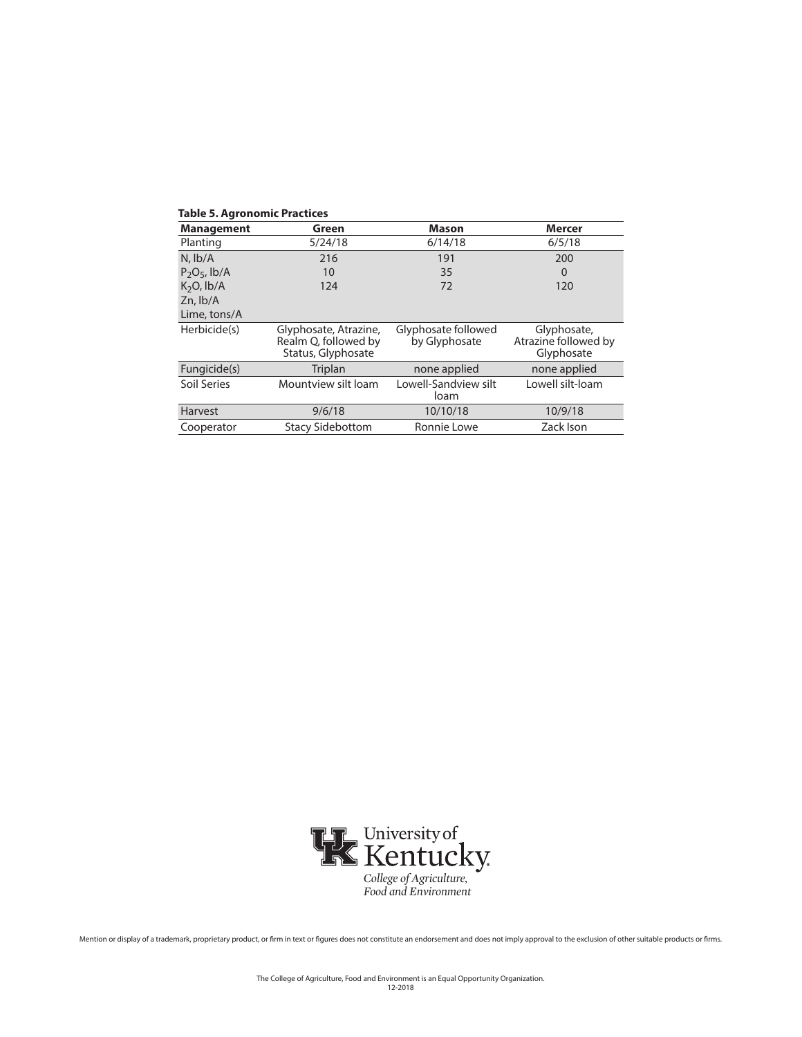**Table 5. Agronomic Practices**

| Management | Green | Mason | Mercer |
|---|---|---|---|
| Planting | 5/24/18 | 6/14/18 | 6/5/18 |
| N, lb/A | 216 | 191 | 200 |
| $P_2O_5$, lb/A | 10 | 35 | 0 |
| $K_2O$, lb/A | 124 | 72 | 120 |
| Zn, lb/A | | | |
| Lime, tons/A | | | |
| Herbicide(s) | Glyphosate, Atrazine, Realm Q, followed by Status, Glyphosate | Glyphosate followed by Glyphosate | Glyphosate, Atrazine followed by Glyphosate |
| Fungicide(s) | Triplan | none applied | none applied |
| Soil Series | Mountview silt loam | Lowell-Sandview silt loam | Lowell silt-loam |
| Harvest | 9/6/18 | 10/10/18 | 10/9/18 |
| Cooperator | Stacy Sidebottom | Ronnie Lowe | Zack Ison |

University of Kentucky

*College of Agriculture, Food and Environment*

Mention or display of a trademark, proprietary product, or firm in text or figures does not constitute an endorsement and does not imply approval to the exclusion of other suitable products or firms.

The College of Agriculture, Food and Environment is an Equal Opportunity Organization.
12-2018